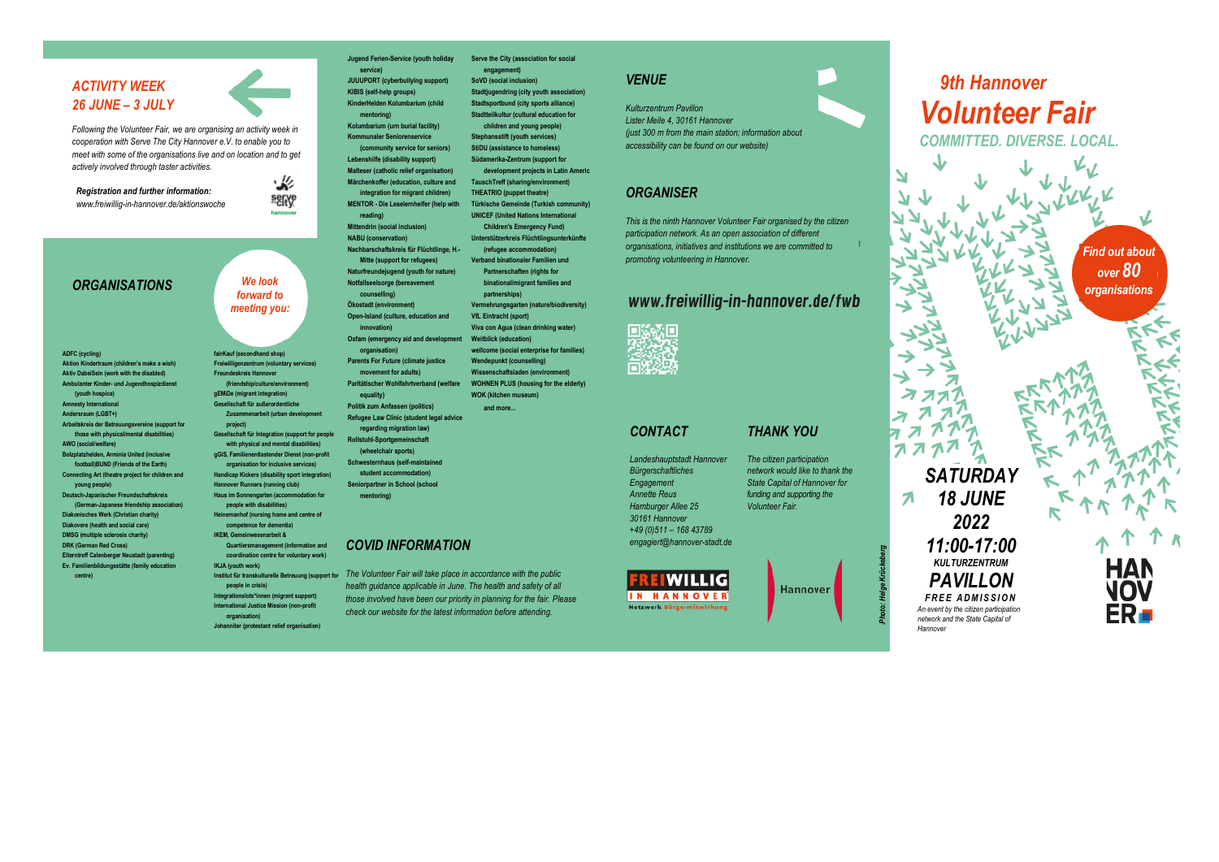## ACTIVITY WEEK
## 26 JUNE – 3 JULY

*Following the Volunteer Fair, we are organising an activity week in cooperation with Serve The City Hannover e.V. to enable you to meet with some of the organisations live and on location and to get actively involved through taster activities.*

***Registration and further information:***
*www.freiwillig-in-hannover.de/aktionswoche*

## ORGANISATIONS

*We look forward to meeting you:*

- ADFC (cycling)
- Aktion Kindertraum (children's make a wish)
- Aktiv DabeiSein (work with the disabled)
- Ambulanter Kinder- und Jugendhospizdienst (youth hospice)
- Amnesty International
- Andersraum (LGBT+)
- Arbeitskreis der Betreuungsvereine (support for those with physical/mental disabilities)
- AWO (social/welfare)
- Bolzplatzhelden, Arminia United (inclusive football)BUND (Friends of the Earth)
- Connecting Art (theatre project for children and young people)
- Deutsch-Japanischer Freundschaftskreis (German-Japanese friendship association)
- Diakonisches Werk (Christian charity)
- Diakovere (health and social care)
- DMSG (multiple sclerosis charity)
- DRK (German Red Cross)
- Elterntreff Calenberger Neustadt (parenting)
- Ev. Familienbildungsstätte (family education centre)
- fairKauf (secondhand shop)
- Freiwilligenzentrum (voluntary services)
- Freundeskreis Hannover (friendship/culture/environment)
- gEMiDe (migrant integration)
- Gesellschaft für außerordentliche Zusammenarbeit (urban development project)
- Gesellschaft für Integration (support for people with physical and mental disabilities)
- gGiS, Familienentlastender Dienst (non-profit organisation for inclusive services)
- Handicap Kickers (disability sport integration)
- Hannover Runners (running club)
- Haus im Sonnengarten (accommodation for people with disabilities)
- Heinemanhof (nursing home and centre of competence for dementia)
- IKEM, Gemeinwesenarbeit & Quartiersmanagement (information and coordination centre for voluntary work)
- IKJA (youth work)
- Institut für transkulturelle Betreuung (support for people in crisis)
- Integrationslots*innen (migrant support)
- International Justice Mission (non-profit organisation)
- Johanniter (protestant relief organisation)
- Jugend Ferien-Service (youth holiday service)
- JUUUPORT (cyberbullying support)
- KIBIS (self-help groups)
- KinderHelden Kolumbarium (child mentoring)
- Kolumbarium (urn burial facility)
- Kommunaler Seniorenservice (community service for seniors)
- Lebenshilfe (disability support)
- Malteser (catholic relief organisation)
- Märchenkoffer (education, culture and integration for migrant children)
- MENTOR - Die Leselernhelfer (help with reading)
- Mittendrin (social inclusion)
- NABU (conservation)
- Nachbarschaftskreis für Flüchtlinge, H.-Mitte (support for refugees)
- Naturfreundejugend (youth for nature)
- Notfallseelsorge (bereavement counselling)
- Ökostadt (environment)
- Open-Island (culture, education and innovation)
- Oxfam (emergency aid and development organisation)
- Parents For Future (climate justice movement for adults)
- Paritätischer Wohlfahrtverband (welfare equality)
- Politik zum Anfassen (politics)
- Refugee Law Clinic (student legal advice regarding migration law)
- Rollstuhl-Sportgemeinschaft (wheelchair sports)
- Schwesternhaus (self-maintained student accommodation)
- Seniorpartner in School (school mentoring)
- Serve the City (association for social engagement)
- SoVD (social inclusion)
- Stadtjugendring (city youth association)
- Stadtsportbund (city sports alliance)
- Stadtteilkultur (cultural education for children and young people)
- Stephansstift (youth services)
- StiDU (assistance to homeless)
- Südamerika-Zentrum (support for development projects in Latin Americ
- TauschTreff (sharing/environment)
- THEATRIO (puppet theatre)
- Türkische Gemeinde (Turkish community)
- UNICEF (United Nations International Children's Emergency Fund)
- Unterstützerkreis Flüchtlingsunterkünfte (refugee accommodation)
- Verband binationaler Familien und Partnerschaften (rights for binational/migrant families and partnerships)
- Vermehrungsgarten (nature/biodiversity)
- VfL Eintracht (sport)
- Viva con Agua (clean drinking water)
- Weltblick (education)
- wellcome (social enterprise for families)
- Wendepunkt (counselling)
- Wissenschaftsladen (environment)
- WOHNEN PLUS (housing for the elderly)
- WOK (kitchen museum)
- and more...

## COVID INFORMATION

*The Volunteer Fair will take place in accordance with the public health guidance applicable in June. The health and safety of all those involved have been our priority in planning for the fair. Please check our website for the latest information before attending.*

## VENUE

*Kulturzentrum Pavillon*
*Lister Meile 4, 30161 Hannover*
*(just 300 m from the main station; information about accessibility can be found on our website)*

## ORGANISER

*This is the ninth Hannover Volunteer Fair organised by the citizen participation network. As an open association of different organisations, initiatives and institutions we are committed to promoting volunteering in Hannover.*

**www.freiwillig-in-hannover.de/fwb**

## CONTACT

*Landeshauptstadt Hannover*
*Bürgerschaftliches Engagement*
*Annette Reus*
*Hamburger Allee 25*
*30161 Hannover*
*+49 (0)511 – 168 43789*
*engagiert@hannover-stadt.de*

## THANK YOU

*The citizen participation network would like to thank the State Capital of Hannover for funding and supporting the Volunteer Fair.*

FREIWILLIG IN HANNOVER
Netzwerk Bürgermitwirkung

Hannover

*Photo: Helge Krückeberg*

# *9th Hannover Volunteer Fair*

*COMMITTED. DIVERSE. LOCAL.*

*Find out about over 80 organisations*

**SATURDAY 18 JUNE 2022**
**11:00-17:00**
**KULTURZENTRUM PAVILLON**
**FREE ADMISSION**

*An event by the citizen participation network and the State Capital of Hannover*

HANNOVER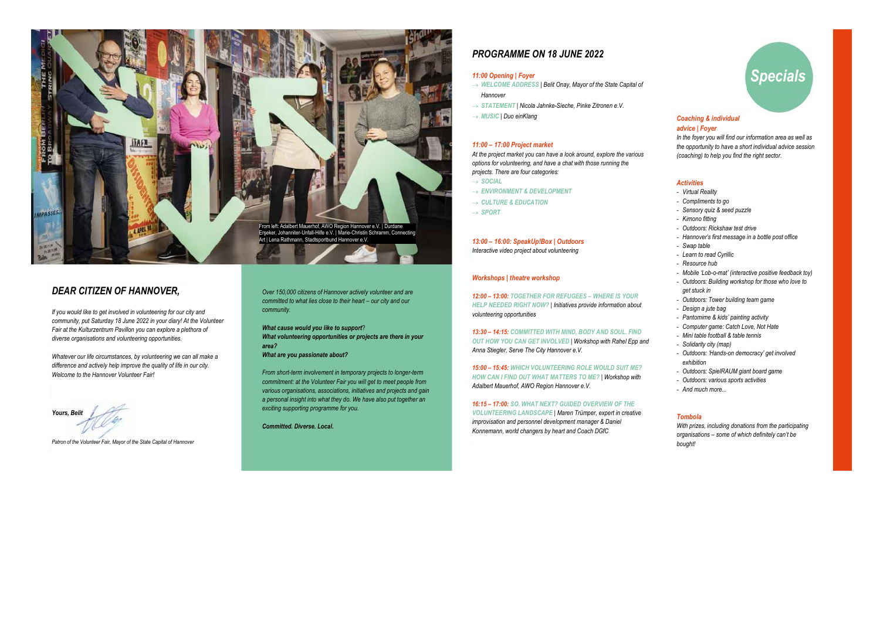From left: Adalbert Mauerhof, AWO Region Hannover e.V. | Durdane Erşeker, Johanniter-Unfall-Hilfe e.V. | Marie-Christin Schramm, Connecting Art | Lena Rathmann, Stadtsportbund Hannover e.V.

## DEAR CITIZEN OF HANNOVER,

*If you would like to get involved in volunteering for our city and community, put Saturday 18 June 2022 in your diary! At the Volunteer Fair at the Kulturzentrum Pavillon you can explore a plethora of diverse organisations and volunteering opportunities.*

*Whatever our life circumstances, by volunteering we can all make a difference and actively help improve the quality of life in our city. Welcome to the Hannover Volunteer Fair!*

***Yours, Belit***

*Patron of the Volunteer Fair, Mayor of the State Capital of Hannover*

*Over 150,000 citizens of Hannover actively volunteer and are committed to what lies close to their heart – our city and our community.*

***What cause would you like to support?***
***What volunteering opportunities or projects are there in your area?***
***What are you passionate about?***

*From short-term involvement in temporary projects to longer-term commitment: at the Volunteer Fair you will get to meet people from various organisations, associations, initiatives and projects and gain a personal insight into what they do. We have also put together an exciting supporting programme for you.*

***Committed. Diverse. Local.***

## PROGRAMME ON 18 JUNE 2022

***11:00 Opening | Foyer***

- → *WELCOME ADDRESS | Belit Onay, Mayor of the State Capital of Hannover*
- → *STATEMENT | Nicola Jahnke-Sieche, Pinke Zitronen e.V.*
- → *MUSIC | Duo einKlang*

***11:00 – 17:00 Project market***

*At the project market you can have a look around, explore the various options for volunteering, and have a chat with those running the projects. There are four categories:*

- → *SOCIAL*
- → *ENVIRONMENT & DEVELOPMENT*
- → *CULTURE & EDUCATION*
- → *SPORT*

***13:00 – 16:00: SpeakUp!Box | Outdoors***

*Interactive video project about volunteering*

***Workshops | theatre workshop***

***12:00 – 13:00:*** *TOGETHER FOR REFUGEES – WHERE IS YOUR HELP NEEDED RIGHT NOW? | Initiatives provide information about volunteering opportunities*

***13:30 – 14:15:*** *COMMITTED WITH MIND, BODY AND SOUL. FIND OUT HOW YOU CAN GET INVOLVED | Workshop with Rahel Epp and Anna Stiegler, Serve The City Hannover e.V.*

***15:00 – 15:45:*** *WHICH VOLUNTEERING ROLE WOULD SUIT ME? HOW CAN I FIND OUT WHAT MATTERS TO ME? | Workshop with Adalbert Mauerhof, AWO Region Hannover e.V.*

***16:15 – 17:00:*** *SO. WHAT NEXT? GUIDED OVERVIEW OF THE VOLUNTEERING LANDSCAPE | Maren Trümper, expert in creative improvisation and personnel development manager & Daniel Konnemann, world changers by heart and Coach DGfC*

## *Specials*

***Coaching & individual advice | Foyer***

*In the foyer you will find our information area as well as the opportunity to have a short individual advice session (coaching) to help you find the right sector.*

***Activities***

- *Virtual Reality*
- *Compliments to go*
- *Sensory quiz & seed puzzle*
- *Kimono fitting*
- *Outdoors: Rickshaw test drive*
- *Hannover's first message in a bottle post office*
- *Swap table*
- *Learn to read Cyrillic*
- *Resource hub*
- *Mobile 'Lob-o-mat' (interactive positive feedback toy)*
- *Outdoors: Building workshop for those who love to get stuck in*
- *Outdoors: Tower building team game*
- *Design a jute bag*
- *Pantomime & kids' painting activity*
- *Computer game: Catch Love, Not Hate*
- *Mini table football & table tennis*
- *Solidarity city (map)*
- *Outdoors: 'Hands-on democracy' get involved exhibition*
- *Outdoors: SpielRAUM giant board game*
- *Outdoors: various sports activities*
- *And much more...*

***Tombola***

*With prizes, including donations from the participating organisations – some of which definitely can't be bought!*